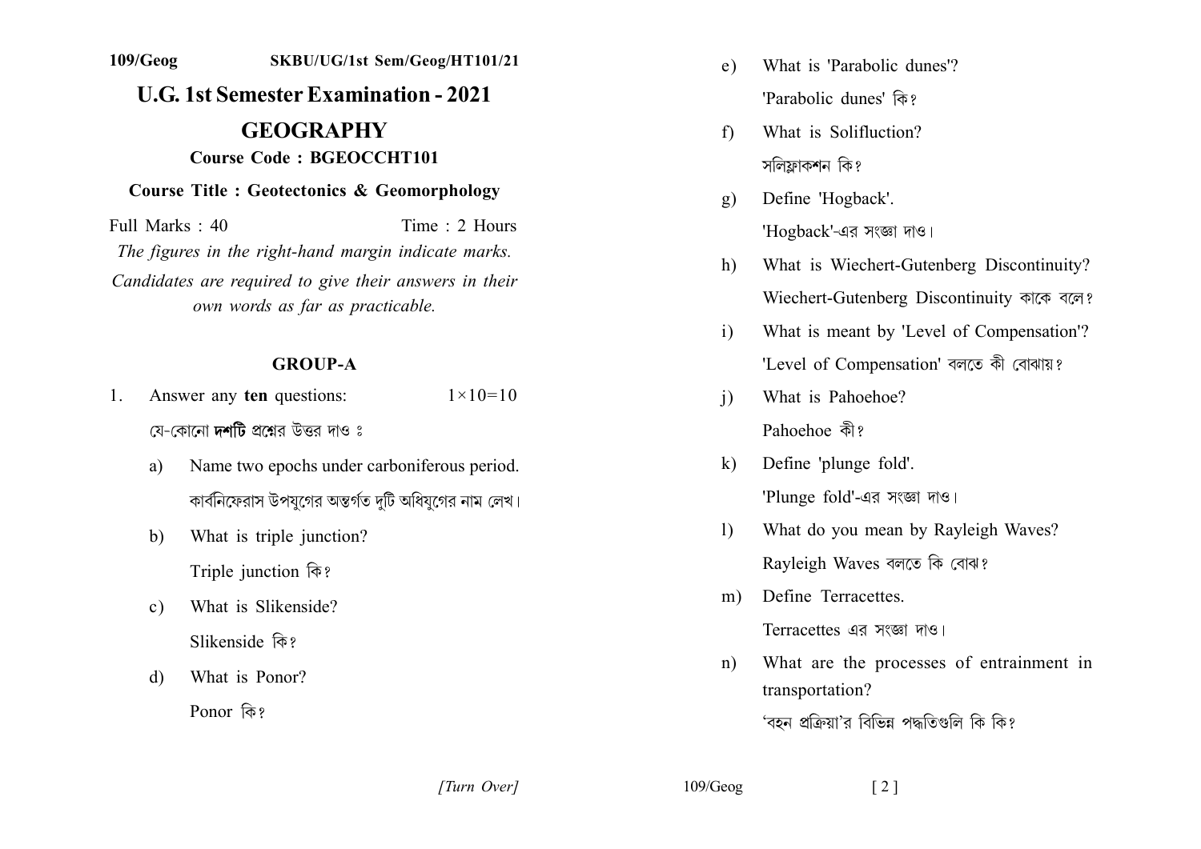SKBU/UG/1st Sem/Geog/HT101/21

# U.G. 1st Semester Examination - 2021

## GEOGRAPHY

**Course Code : BGEOCCHT101**

**Course Title : Geotectonics & Geomorphology**

Full Marks : 40 Time : 2 Hours

*The figures in the right-hand margin indicate marks.*

*Candidates are required to give their answers in their own words as far as practicable.*

### GROUP-A

1. Answer any **ten** questions: $1\times10=10$

   যে-কোনো **দশটি** প্রশ্নের উত্তর দাও ঃ

   a) Name two epochs under carboniferous period.
   কার্বনিফেরাস উপযুগের অন্তর্গত দুটি অধিযুগের নাম লেখ।

   b) What is triple junction?
   Triple junction কি?

   c) What is Slikenside?
   Slikenside কি?

   d) What is Ponor?
   Ponor কি?

   e) What is 'Parabolic dunes'?
   'Parabolic dunes' কি?

   f) What is Solifluction?
   সলিফ্লাকশন কি?

   g) Define 'Hogback'.
   'Hogback'-এর সংজ্ঞা দাও।

   h) What is Wiechert-Gutenberg Discontinuity?
   Wiechert-Gutenberg Discontinuity কাকে বলে?

   i) What is meant by 'Level of Compensation'?
   'Level of Compensation' বলতে কী বোঝায়?

   j) What is Pahoehoe?
   Pahoehoe কী?

   k) Define 'plunge fold'.
   'Plunge fold'-এর সংজ্ঞা দাও।

   l) What do you mean by Rayleigh Waves?
   Rayleigh Waves বলতে কি বোঝ?

   m) Define Terracettes.
   Terracettes এর সংজ্ঞা দাও।

   n) What are the processes of entrainment in transportation?
   'বহন প্রক্রিয়া'র বিভিন্ন পদ্ধতিগুলি কি কি?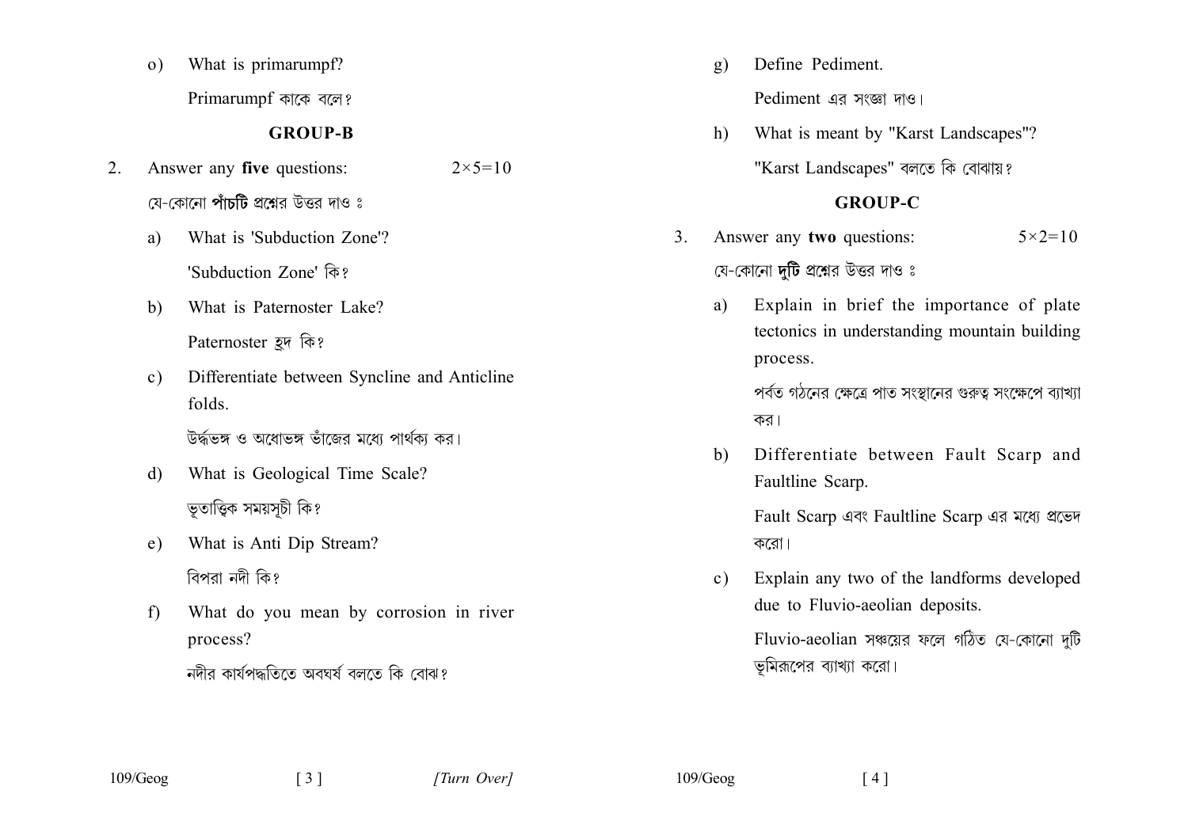o) What is primarumpf?

Primarumpf কাকে বলে?

### GROUP-B

2. Answer any **five** questions: $2\times5=10$

যে-কোনো **পাঁচটি** প্রশ্নের উত্তর দাও ঃ

a) What is 'Subduction Zone'?

'Subduction Zone' কি?

b) What is Paternoster Lake?

Paternoster হ্রদ কি?

c) Differentiate between Syncline and Anticline folds.

উর্দ্ধভঙ্গ ও অধোভঙ্গ ভাঁজের মধ্যে পার্থক্য কর।

d) What is Geological Time Scale?

ভূতাত্ত্বিক সময়সূচী কি?

e) What is Anti Dip Stream?

বিপরা নদী কি?

f) What do you mean by corrosion in river process?

নদীর কার্যপদ্ধতিতে অবঘর্ষ বলতে কি বোঝ?

g) Define Pediment.

Pediment এর সংজ্ঞা দাও।

h) What is meant by "Karst Landscapes"?

"Karst Landscapes" বলতে কি বোঝায়?

### GROUP-C

3. Answer any **two** questions: $5\times2=10$

যে-কোনো **দুটি** প্রশ্নের উত্তর দাও ঃ

a) Explain in brief the importance of plate tectonics in understanding mountain building process.

পর্বত গঠনের ক্ষেত্রে পাত সংস্থানের গুরুত্ব সংক্ষেপে ব্যাখ্যা কর।

b) Differentiate between Fault Scarp and Faultline Scarp.

Fault Scarp এবং Faultline Scarp এর মধ্যে প্রভেদ করো।

c) Explain any two of the landforms developed due to Fluvio-aeolian deposits.

Fluvio-aeolian সঞ্চয়ের ফলে গঠিত যে-কোনো দুটি ভূমিরূপের ব্যাখ্যা করো।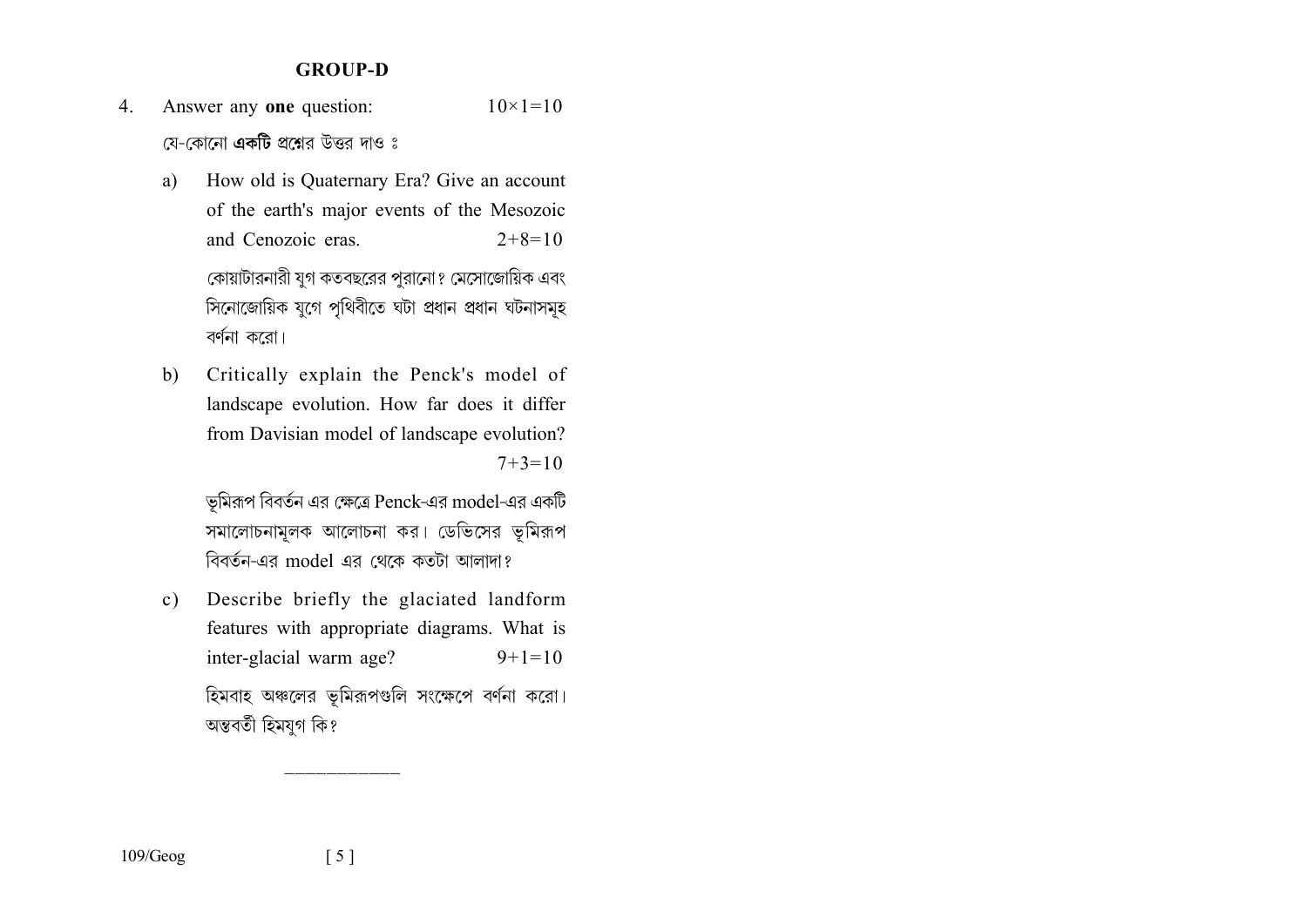## GROUP-D

4. Answer any **one** question: $10 \times 1 = 10$

   যে-কোনো **একটি** প্রশ্নের উত্তর দাও ঃ

   a) How old is Quaternary Era? Give an account of the earth's major events of the Mesozoic and Cenozoic eras. $2+8=10$

   কোয়াটারনারী যুগ কতবছরের পুরানো? মেসোজোয়িক এবং সিনোজোয়িক যুগে পৃথিবীতে ঘটা প্রধান প্রধান ঘটনাসমূহ বর্ণনা করো।

   b) Critically explain the Penck's model of landscape evolution. How far does it differ from Davisian model of landscape evolution? $7+3=10$

   ভূমিরূপ বিবর্তন এর ক্ষেত্রে Penck-এর model-এর একটি সমালোচনামূলক আলোচনা কর। ডেভিসের ভূমিরূপ বিবর্তন-এর model এর থেকে কতটা আলাদা?

   c) Describe briefly the glaciated landform features with appropriate diagrams. What is inter-glacial warm age? $9+1=10$

   হিমবাহ অঞ্চলের ভূমিরূপগুলি সংক্ষেপে বর্ণনা করো। অন্তবর্তী হিমযুগ কি?

———————